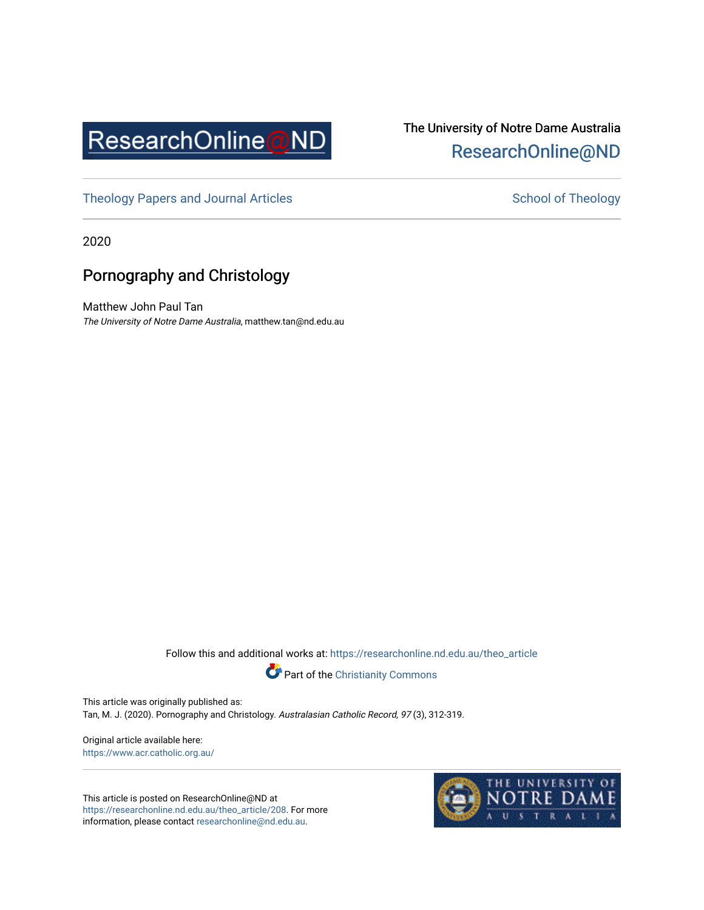ResearchOnline@ND

The University of Notre Dame Australia
ResearchOnline@ND

Theology Papers and Journal Articles

School of Theology

2020

# Pornography and Christology

Matthew John Paul Tan
*The University of Notre Dame Australia*, matthew.tan@nd.edu.au

Follow this and additional works at: https://researchonline.nd.edu.au/theo_article

Part of the Christianity Commons

This article was originally published as:
Tan, M. J. (2020). Pornography and Christology. *Australasian Catholic Record, 97* (3), 312-319.

Original article available here:
https://www.acr.catholic.org.au/

This article is posted on ResearchOnline@ND at https://researchonline.nd.edu.au/theo_article/208. For more information, please contact researchonline@nd.edu.au.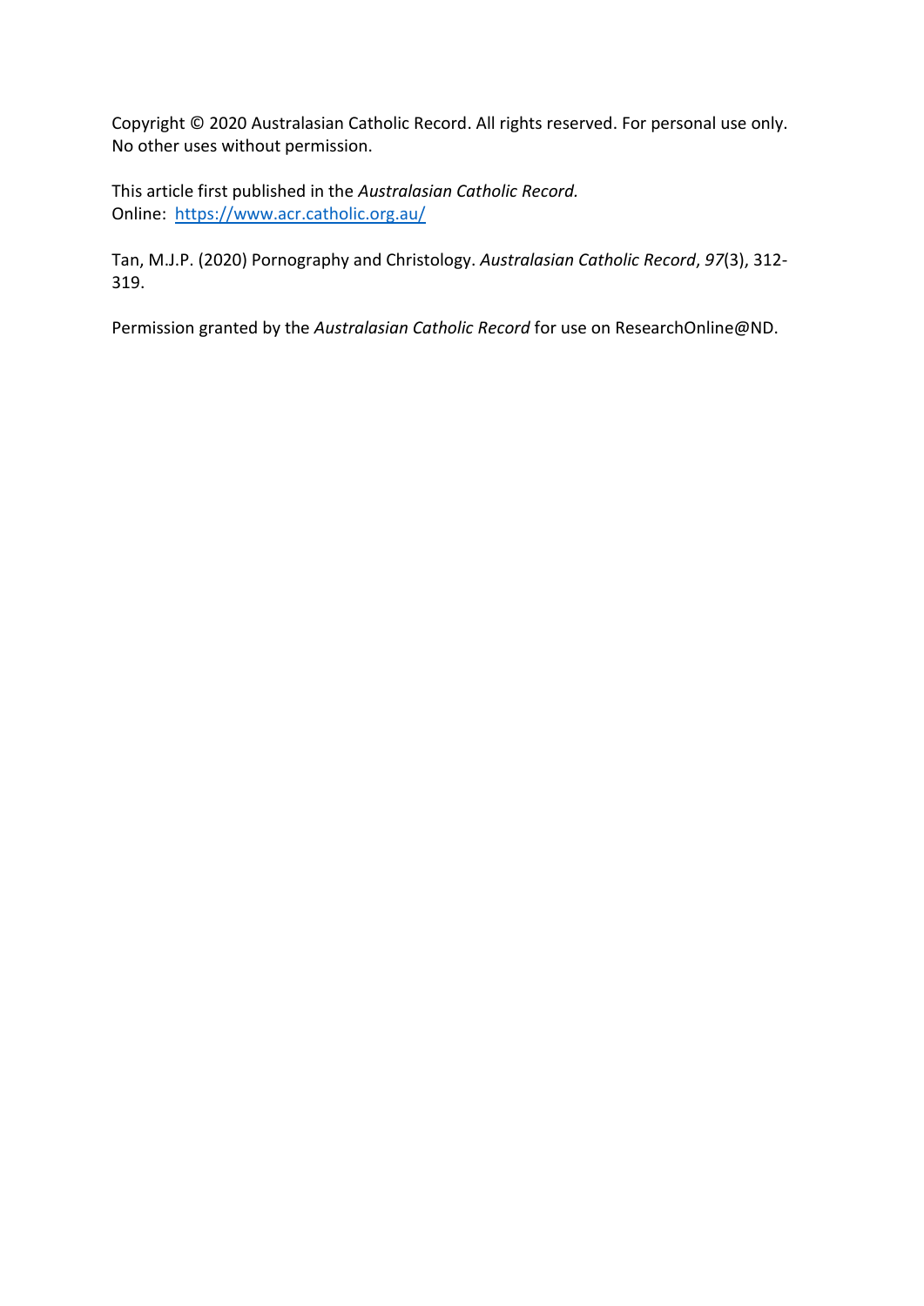Copyright © 2020 Australasian Catholic Record. All rights reserved. For personal use only. No other uses without permission.

This article first published in the *Australasian Catholic Record.*
Online: [https://www.acr.catholic.org.au/](https://www.acr.catholic.org.au/)

Tan, M.J.P. (2020) Pornography and Christology. *Australasian Catholic Record*, *97*(3), 312-319.

Permission granted by the *Australasian Catholic Record* for use on ResearchOnline@ND.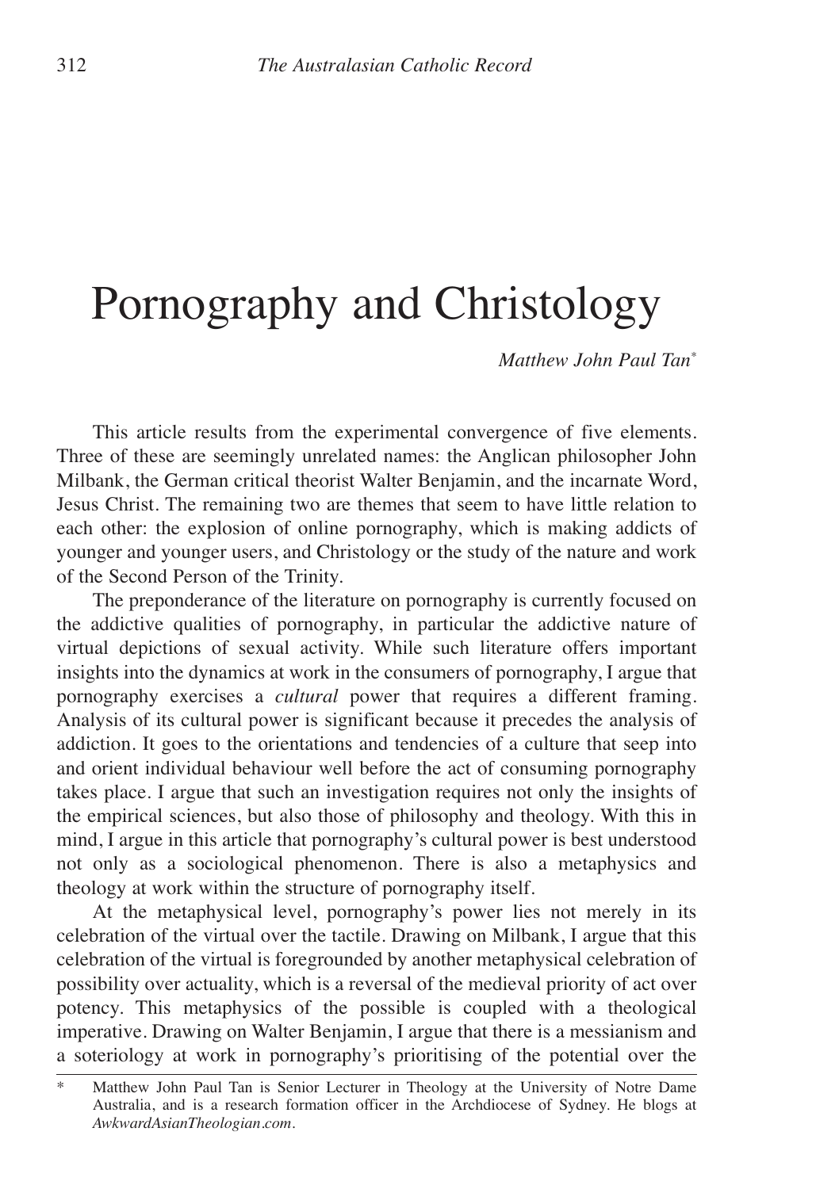# Pornography and Christology

*Matthew John Paul Tan*[*]

This article results from the experimental convergence of five elements. Three of these are seemingly unrelated names: the Anglican philosopher John Milbank, the German critical theorist Walter Benjamin, and the incarnate Word, Jesus Christ. The remaining two are themes that seem to have little relation to each other: the explosion of online pornography, which is making addicts of younger and younger users, and Christology or the study of the nature and work of the Second Person of the Trinity.

The preponderance of the literature on pornography is currently focused on the addictive qualities of pornography, in particular the addictive nature of virtual depictions of sexual activity. While such literature offers important insights into the dynamics at work in the consumers of pornography, I argue that pornography exercises a *cultural* power that requires a different framing. Analysis of its cultural power is significant because it precedes the analysis of addiction. It goes to the orientations and tendencies of a culture that seep into and orient individual behaviour well before the act of consuming pornography takes place. I argue that such an investigation requires not only the insights of the empirical sciences, but also those of philosophy and theology. With this in mind, I argue in this article that pornography's cultural power is best understood not only as a sociological phenomenon. There is also a metaphysics and theology at work within the structure of pornography itself.

At the metaphysical level, pornography's power lies not merely in its celebration of the virtual over the tactile. Drawing on Milbank, I argue that this celebration of the virtual is foregrounded by another metaphysical celebration of possibility over actuality, which is a reversal of the medieval priority of act over potency. This metaphysics of the possible is coupled with a theological imperative. Drawing on Walter Benjamin, I argue that there is a messianism and a soteriology at work in pornography's prioritising of the potential over the

---

[*] Matthew John Paul Tan is Senior Lecturer in Theology at the University of Notre Dame Australia, and is a research formation officer in the Archdiocese of Sydney. He blogs at *AwkwardAsianTheologian.com*.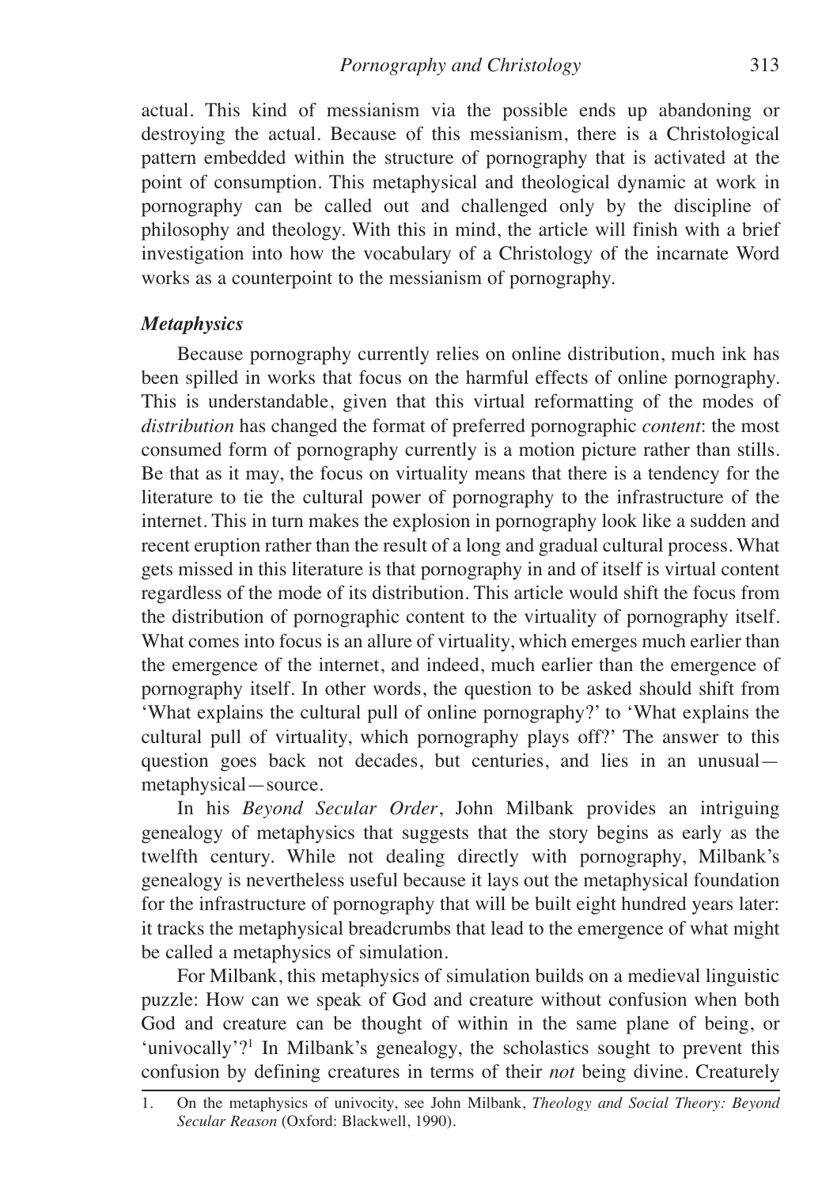actual. This kind of messianism via the possible ends up abandoning or destroying the actual. Because of this messianism, there is a Christological pattern embedded within the structure of pornography that is activated at the point of consumption. This metaphysical and theological dynamic at work in pornography can be called out and challenged only by the discipline of philosophy and theology. With this in mind, the article will finish with a brief investigation into how the vocabulary of a Christology of the incarnate Word works as a counterpoint to the messianism of pornography.

### *Metaphysics*

Because pornography currently relies on online distribution, much ink has been spilled in works that focus on the harmful effects of online pornography. This is understandable, given that this virtual reformatting of the modes of *distribution* has changed the format of preferred pornographic *content*: the most consumed form of pornography currently is a motion picture rather than stills. Be that as it may, the focus on virtuality means that there is a tendency for the literature to tie the cultural power of pornography to the infrastructure of the internet. This in turn makes the explosion in pornography look like a sudden and recent eruption rather than the result of a long and gradual cultural process. What gets missed in this literature is that pornography in and of itself is virtual content regardless of the mode of its distribution. This article would shift the focus from the distribution of pornographic content to the virtuality of pornography itself. What comes into focus is an allure of virtuality, which emerges much earlier than the emergence of the internet, and indeed, much earlier than the emergence of pornography itself. In other words, the question to be asked should shift from 'What explains the cultural pull of online pornography?' to 'What explains the cultural pull of virtuality, which pornography plays off?' The answer to this question goes back not decades, but centuries, and lies in an unusual—metaphysical—source.

In his *Beyond Secular Order*, John Milbank provides an intriguing genealogy of metaphysics that suggests that the story begins as early as the twelfth century. While not dealing directly with pornography, Milbank's genealogy is nevertheless useful because it lays out the metaphysical foundation for the infrastructure of pornography that will be built eight hundred years later: it tracks the metaphysical breadcrumbs that lead to the emergence of what might be called a metaphysics of simulation.

For Milbank, this metaphysics of simulation builds on a medieval linguistic puzzle: How can we speak of God and creature without confusion when both God and creature can be thought of within in the same plane of being, or 'univocally'?[1] In Milbank's genealogy, the scholastics sought to prevent this confusion by defining creatures in terms of their *not* being divine. Creaturely

1. On the metaphysics of univocity, see John Milbank, *Theology and Social Theory: Beyond Secular Reason* (Oxford: Blackwell, 1990).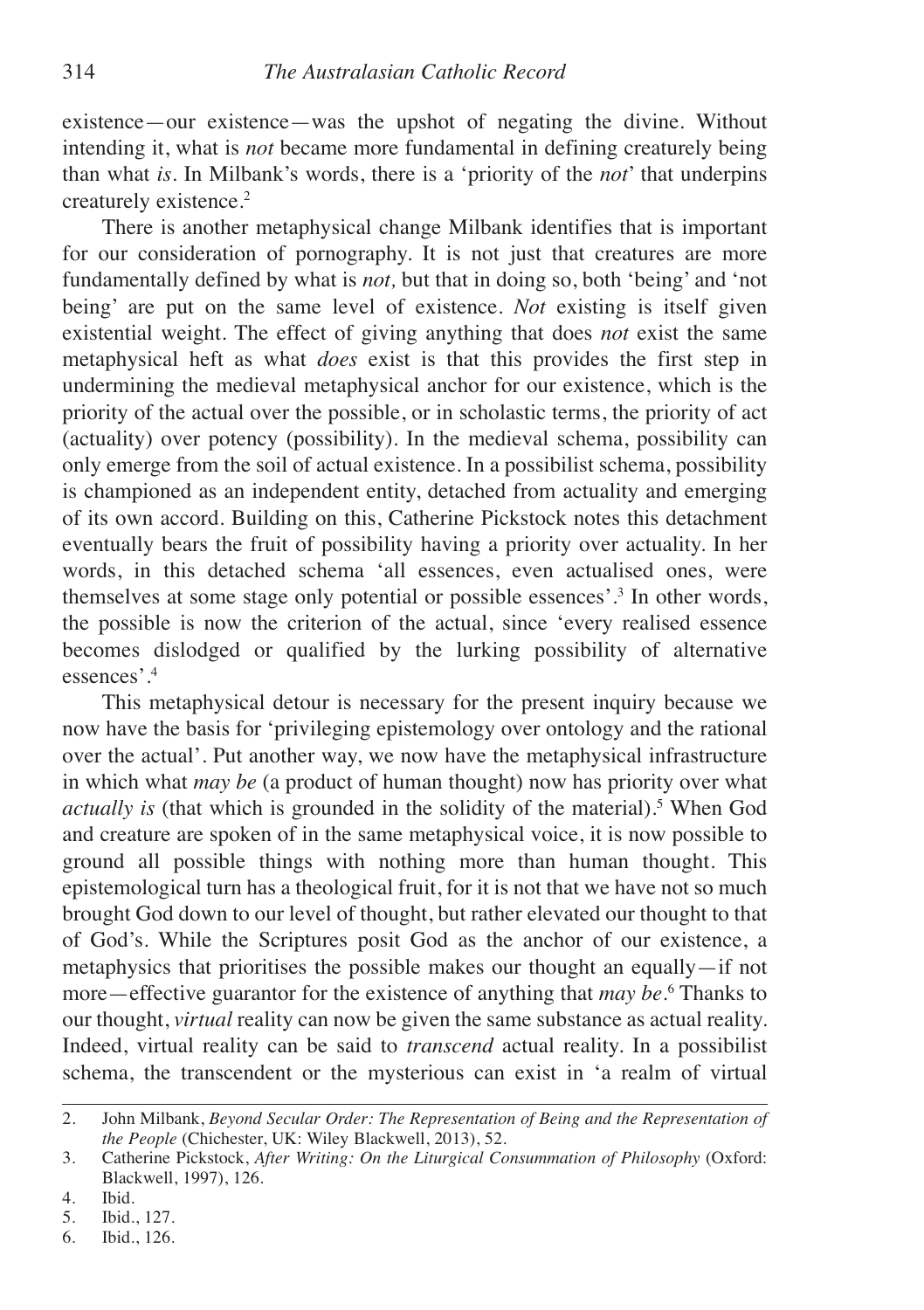existence—our existence—was the upshot of negating the divine. Without intending it, what is *not* became more fundamental in defining creaturely being than what *is*. In Milbank's words, there is a 'priority of the *not*' that underpins creaturely existence.[2]

There is another metaphysical change Milbank identifies that is important for our consideration of pornography. It is not just that creatures are more fundamentally defined by what is *not,* but that in doing so, both 'being' and 'not being' are put on the same level of existence. *Not* existing is itself given existential weight. The effect of giving anything that does *not* exist the same metaphysical heft as what *does* exist is that this provides the first step in undermining the medieval metaphysical anchor for our existence, which is the priority of the actual over the possible, or in scholastic terms, the priority of act (actuality) over potency (possibility). In the medieval schema, possibility can only emerge from the soil of actual existence. In a possibilist schema, possibility is championed as an independent entity, detached from actuality and emerging of its own accord. Building on this, Catherine Pickstock notes this detachment eventually bears the fruit of possibility having a priority over actuality. In her words, in this detached schema 'all essences, even actualised ones, were themselves at some stage only potential or possible essences'.[3] In other words, the possible is now the criterion of the actual, since 'every realised essence becomes dislodged or qualified by the lurking possibility of alternative essences'.[4]

This metaphysical detour is necessary for the present inquiry because we now have the basis for 'privileging epistemology over ontology and the rational over the actual'. Put another way, we now have the metaphysical infrastructure in which what *may be* (a product of human thought) now has priority over what *actually is* (that which is grounded in the solidity of the material).[5] When God and creature are spoken of in the same metaphysical voice, it is now possible to ground all possible things with nothing more than human thought. This epistemological turn has a theological fruit, for it is not that we have not so much brought God down to our level of thought, but rather elevated our thought to that of God's. While the Scriptures posit God as the anchor of our existence, a metaphysics that prioritises the possible makes our thought an equally—if not more—effective guarantor for the existence of anything that *may be*.[6] Thanks to our thought, *virtual* reality can now be given the same substance as actual reality. Indeed, virtual reality can be said to *transcend* actual reality. In a possibilist schema, the transcendent or the mysterious can exist in 'a realm of virtual

---

2. John Milbank, *Beyond Secular Order: The Representation of Being and the Representation of the People* (Chichester, UK: Wiley Blackwell, 2013), 52.
3. Catherine Pickstock, *After Writing: On the Liturgical Consummation of Philosophy* (Oxford: Blackwell, 1997), 126.
4. Ibid.
5. Ibid., 127.
6. Ibid., 126.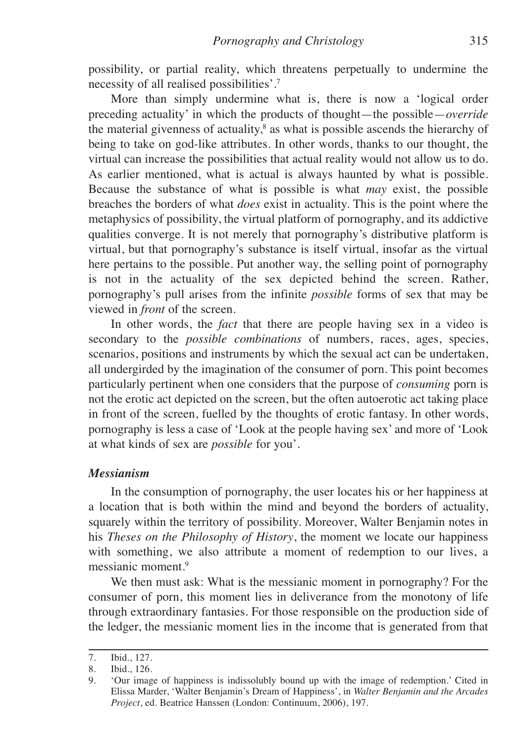possibility, or partial reality, which threatens perpetually to undermine the necessity of all realised possibilities'.[7]

More than simply undermine what is, there is now a 'logical order preceding actuality' in which the products of thought—the possible—*override* the material givenness of actuality,[8] as what is possible ascends the hierarchy of being to take on god-like attributes. In other words, thanks to our thought, the virtual can increase the possibilities that actual reality would not allow us to do. As earlier mentioned, what is actual is always haunted by what is possible. Because the substance of what is possible is what *may* exist, the possible breaches the borders of what *does* exist in actuality. This is the point where the metaphysics of possibility, the virtual platform of pornography, and its addictive qualities converge. It is not merely that pornography's distributive platform is virtual, but that pornography's substance is itself virtual, insofar as the virtual here pertains to the possible. Put another way, the selling point of pornography is not in the actuality of the sex depicted behind the screen. Rather, pornography's pull arises from the infinite *possible* forms of sex that may be viewed in *front* of the screen.

In other words, the *fact* that there are people having sex in a video is secondary to the *possible combinations* of numbers, races, ages, species, scenarios, positions and instruments by which the sexual act can be undertaken, all undergirded by the imagination of the consumer of porn. This point becomes particularly pertinent when one considers that the purpose of *consuming* porn is not the erotic act depicted on the screen, but the often autoerotic act taking place in front of the screen, fuelled by the thoughts of erotic fantasy. In other words, pornography is less a case of 'Look at the people having sex' and more of 'Look at what kinds of sex are *possible* for you'.

### *Messianism*

In the consumption of pornography, the user locates his or her happiness at a location that is both within the mind and beyond the borders of actuality, squarely within the territory of possibility. Moreover, Walter Benjamin notes in his *Theses on the Philosophy of History*, the moment we locate our happiness with something, we also attribute a moment of redemption to our lives, a messianic moment.[9]

We then must ask: What is the messianic moment in pornography? For the consumer of porn, this moment lies in deliverance from the monotony of life through extraordinary fantasies. For those responsible on the production side of the ledger, the messianic moment lies in the income that is generated from that

---

7. Ibid., 127.
8. Ibid., 126.
9. 'Our image of happiness is indissolubly bound up with the image of redemption.' Cited in Elissa Marder, 'Walter Benjamin's Dream of Happiness', in *Walter Benjamin and the Arcades Project*, ed. Beatrice Hanssen (London: Continuum, 2006), 197.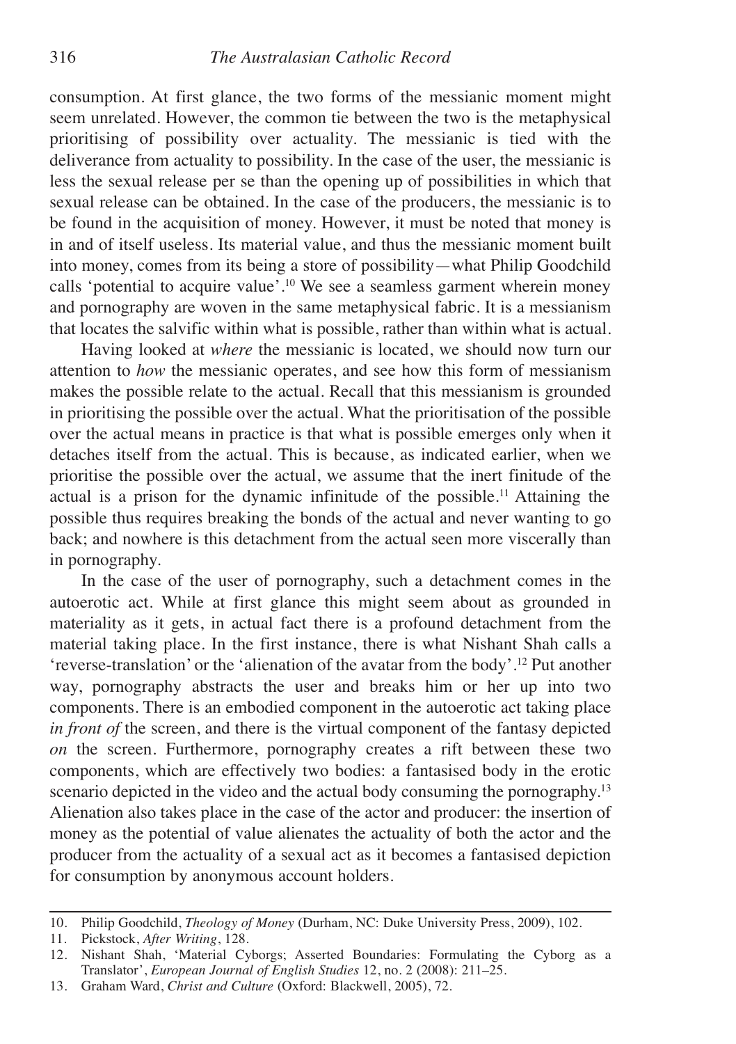consumption. At first glance, the two forms of the messianic moment might seem unrelated. However, the common tie between the two is the metaphysical prioritising of possibility over actuality. The messianic is tied with the deliverance from actuality to possibility. In the case of the user, the messianic is less the sexual release per se than the opening up of possibilities in which that sexual release can be obtained. In the case of the producers, the messianic is to be found in the acquisition of money. However, it must be noted that money is in and of itself useless. Its material value, and thus the messianic moment built into money, comes from its being a store of possibility—what Philip Goodchild calls 'potential to acquire value'.[10] We see a seamless garment wherein money and pornography are woven in the same metaphysical fabric. It is a messianism that locates the salvific within what is possible, rather than within what is actual.

Having looked at *where* the messianic is located, we should now turn our attention to *how* the messianic operates, and see how this form of messianism makes the possible relate to the actual. Recall that this messianism is grounded in prioritising the possible over the actual. What the prioritisation of the possible over the actual means in practice is that what is possible emerges only when it detaches itself from the actual. This is because, as indicated earlier, when we prioritise the possible over the actual, we assume that the inert finitude of the actual is a prison for the dynamic infinitude of the possible.[11] Attaining the possible thus requires breaking the bonds of the actual and never wanting to go back; and nowhere is this detachment from the actual seen more viscerally than in pornography.

In the case of the user of pornography, such a detachment comes in the autoerotic act. While at first glance this might seem about as grounded in materiality as it gets, in actual fact there is a profound detachment from the material taking place. In the first instance, there is what Nishant Shah calls a 'reverse-translation' or the 'alienation of the avatar from the body'.[12] Put another way, pornography abstracts the user and breaks him or her up into two components. There is an embodied component in the autoerotic act taking place *in front of* the screen, and there is the virtual component of the fantasy depicted *on* the screen. Furthermore, pornography creates a rift between these two components, which are effectively two bodies: a fantasised body in the erotic scenario depicted in the video and the actual body consuming the pornography.[13] Alienation also takes place in the case of the actor and producer: the insertion of money as the potential of value alienates the actuality of both the actor and the producer from the actuality of a sexual act as it becomes a fantasised depiction for consumption by anonymous account holders.

---

10. Philip Goodchild, *Theology of Money* (Durham, NC: Duke University Press, 2009), 102.
11. Pickstock, *After Writing*, 128.
12. Nishant Shah, 'Material Cyborgs; Asserted Boundaries: Formulating the Cyborg as a Translator', *European Journal of English Studies* 12, no. 2 (2008): 211–25.
13. Graham Ward, *Christ and Culture* (Oxford: Blackwell, 2005), 72.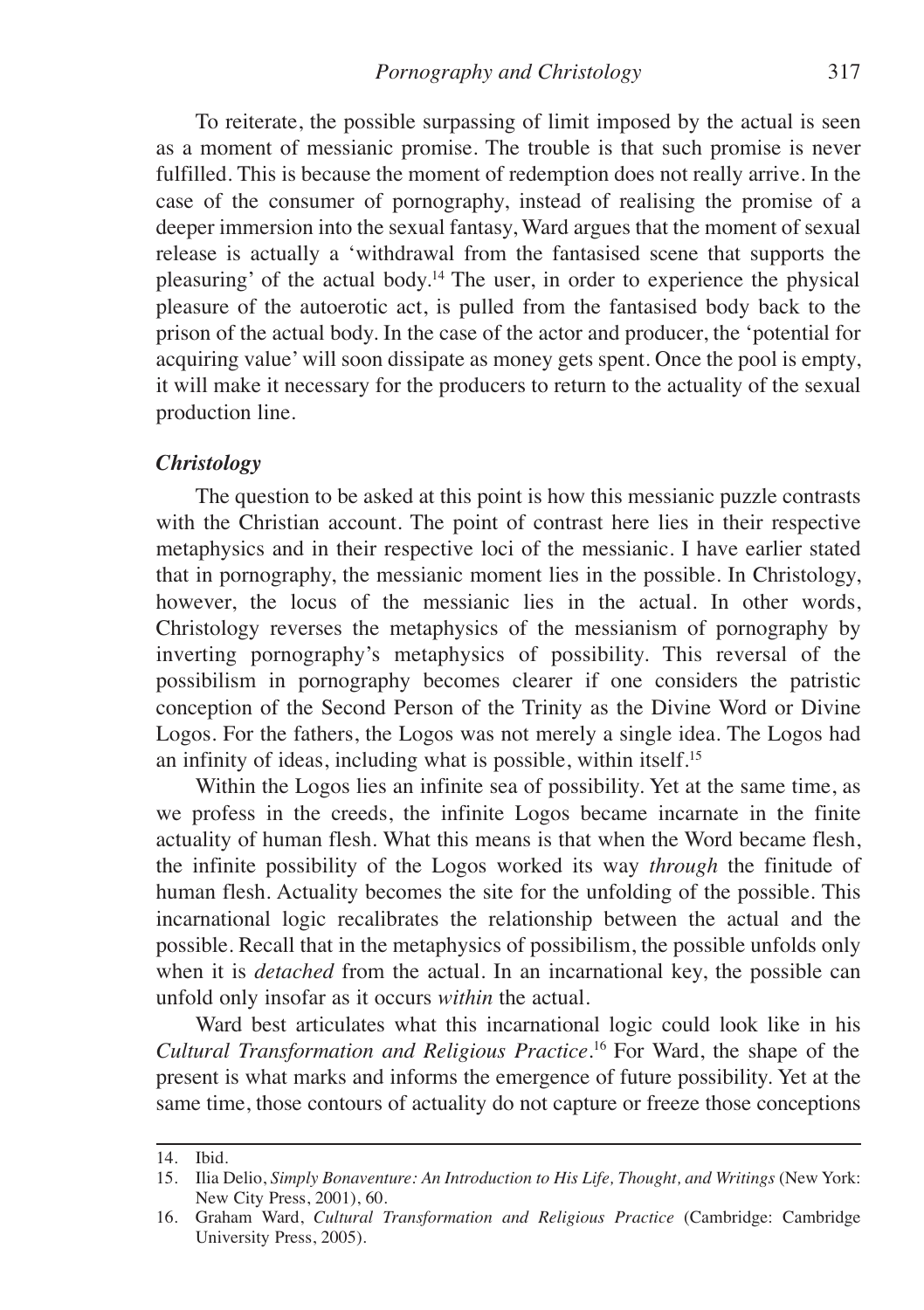To reiterate, the possible surpassing of limit imposed by the actual is seen as a moment of messianic promise. The trouble is that such promise is never fulfilled. This is because the moment of redemption does not really arrive. In the case of the consumer of pornography, instead of realising the promise of a deeper immersion into the sexual fantasy, Ward argues that the moment of sexual release is actually a 'withdrawal from the fantasised scene that supports the pleasuring' of the actual body.[14] The user, in order to experience the physical pleasure of the autoerotic act, is pulled from the fantasised body back to the prison of the actual body. In the case of the actor and producer, the 'potential for acquiring value' will soon dissipate as money gets spent. Once the pool is empty, it will make it necessary for the producers to return to the actuality of the sexual production line.

### ***Christology***

The question to be asked at this point is how this messianic puzzle contrasts with the Christian account. The point of contrast here lies in their respective metaphysics and in their respective loci of the messianic. I have earlier stated that in pornography, the messianic moment lies in the possible. In Christology, however, the locus of the messianic lies in the actual. In other words, Christology reverses the metaphysics of the messianism of pornography by inverting pornography's metaphysics of possibility. This reversal of the possibilism in pornography becomes clearer if one considers the patristic conception of the Second Person of the Trinity as the Divine Word or Divine Logos. For the fathers, the Logos was not merely a single idea. The Logos had an infinity of ideas, including what is possible, within itself.[15]

Within the Logos lies an infinite sea of possibility. Yet at the same time, as we profess in the creeds, the infinite Logos became incarnate in the finite actuality of human flesh. What this means is that when the Word became flesh, the infinite possibility of the Logos worked its way *through* the finitude of human flesh. Actuality becomes the site for the unfolding of the possible. This incarnational logic recalibrates the relationship between the actual and the possible. Recall that in the metaphysics of possibilism, the possible unfolds only when it is *detached* from the actual. In an incarnational key, the possible can unfold only insofar as it occurs *within* the actual.

Ward best articulates what this incarnational logic could look like in his *Cultural Transformation and Religious Practice*.[16] For Ward, the shape of the present is what marks and informs the emergence of future possibility. Yet at the same time, those contours of actuality do not capture or freeze those conceptions

14. Ibid.

15. Ilia Delio, *Simply Bonaventure: An Introduction to His Life, Thought, and Writings* (New York: New City Press, 2001), 60.

16. Graham Ward, *Cultural Transformation and Religious Practice* (Cambridge: Cambridge University Press, 2005).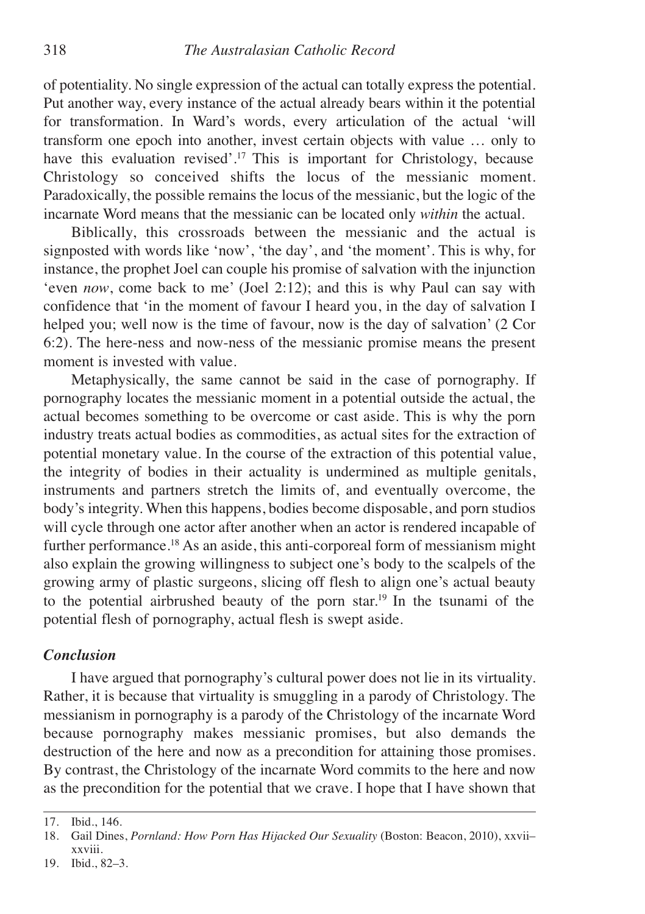of potentiality. No single expression of the actual can totally express the potential. Put another way, every instance of the actual already bears within it the potential for transformation. In Ward's words, every articulation of the actual 'will transform one epoch into another, invest certain objects with value … only to have this evaluation revised'.[17] This is important for Christology, because Christology so conceived shifts the locus of the messianic moment. Paradoxically, the possible remains the locus of the messianic, but the logic of the incarnate Word means that the messianic can be located only *within* the actual.

Biblically, this crossroads between the messianic and the actual is signposted with words like 'now', 'the day', and 'the moment'. This is why, for instance, the prophet Joel can couple his promise of salvation with the injunction 'even *now*, come back to me' (Joel 2:12); and this is why Paul can say with confidence that 'in the moment of favour I heard you, in the day of salvation I helped you; well now is the time of favour, now is the day of salvation' (2 Cor 6:2). The here-ness and now-ness of the messianic promise means the present moment is invested with value.

Metaphysically, the same cannot be said in the case of pornography. If pornography locates the messianic moment in a potential outside the actual, the actual becomes something to be overcome or cast aside. This is why the porn industry treats actual bodies as commodities, as actual sites for the extraction of potential monetary value. In the course of the extraction of this potential value, the integrity of bodies in their actuality is undermined as multiple genitals, instruments and partners stretch the limits of, and eventually overcome, the body's integrity. When this happens, bodies become disposable, and porn studios will cycle through one actor after another when an actor is rendered incapable of further performance.[18] As an aside, this anti-corporeal form of messianism might also explain the growing willingness to subject one's body to the scalpels of the growing army of plastic surgeons, slicing off flesh to align one's actual beauty to the potential airbrushed beauty of the porn star.[19] In the tsunami of the potential flesh of pornography, actual flesh is swept aside.

### *Conclusion*

I have argued that pornography's cultural power does not lie in its virtuality. Rather, it is because that virtuality is smuggling in a parody of Christology. The messianism in pornography is a parody of the Christology of the incarnate Word because pornography makes messianic promises, but also demands the destruction of the here and now as a precondition for attaining those promises. By contrast, the Christology of the incarnate Word commits to the here and now as the precondition for the potential that we crave. I hope that I have shown that

---

17. Ibid., 146.
18. Gail Dines, *Pornland: How Porn Has Hijacked Our Sexuality* (Boston: Beacon, 2010), xxvii–xxviii.
19. Ibid., 82–3.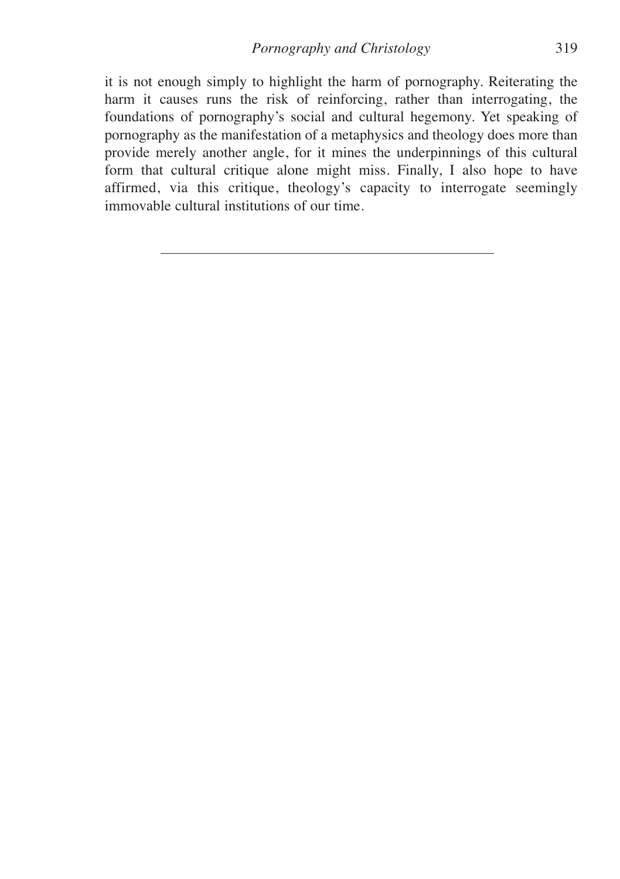it is not enough simply to highlight the harm of pornography. Reiterating the harm it causes runs the risk of reinforcing, rather than interrogating, the foundations of pornography's social and cultural hegemony. Yet speaking of pornography as the manifestation of a metaphysics and theology does more than provide merely another angle, for it mines the underpinnings of this cultural form that cultural critique alone might miss. Finally, I also hope to have affirmed, via this critique, theology's capacity to interrogate seemingly immovable cultural institutions of our time.

---